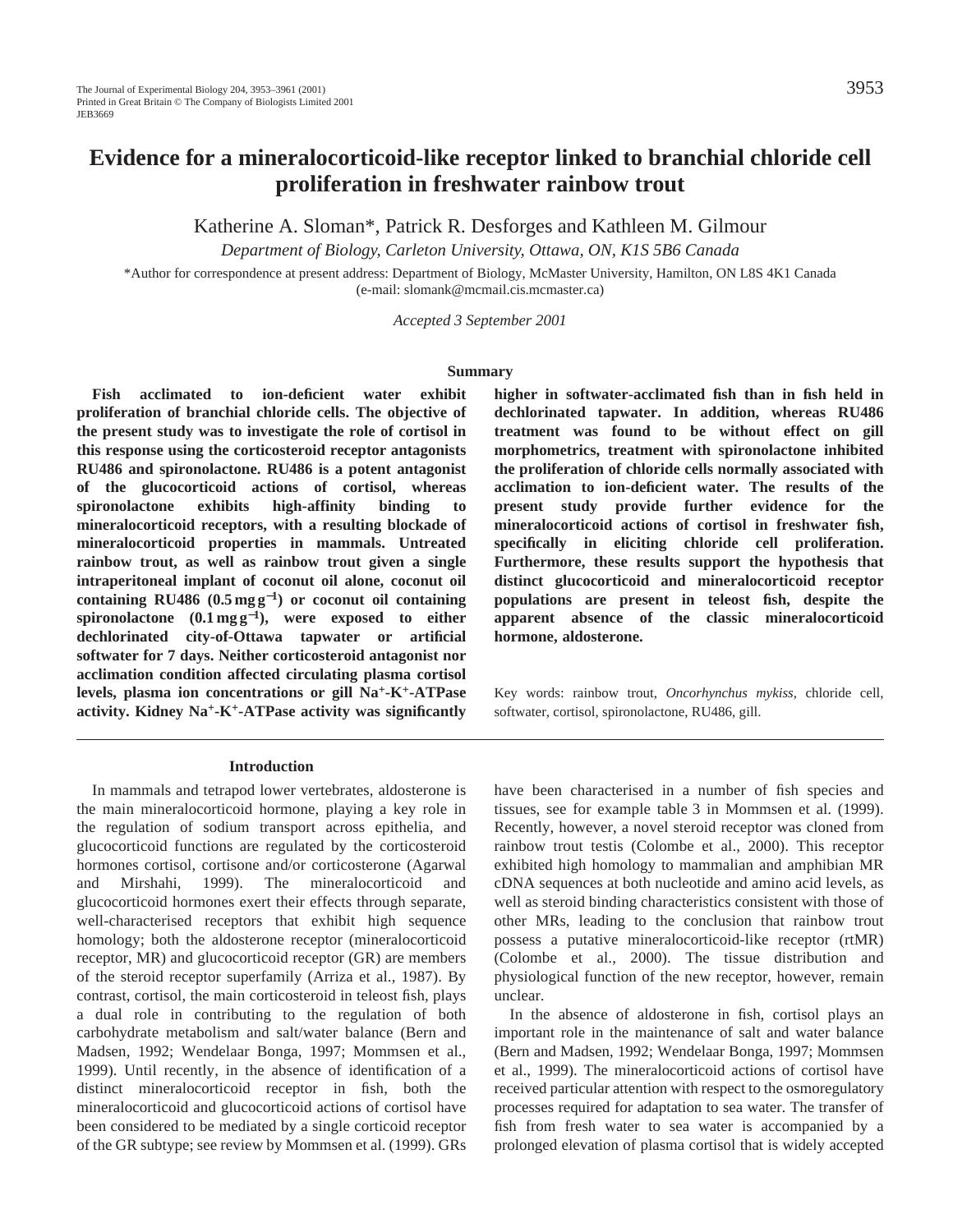# Evidence for a mineralocorticoid-like receptor linked to branchial chloride cell proliferation in freshwater rainbow trout

Katherine A. Sloman*, Patrick R. Desforges and Kathleen M. Gilmour

*Department of Biology, Carleton University, Ottawa, ON, K1S 5B6 Canada*

*Author for correspondence at present address: Department of Biology, McMaster University, Hamilton, ON L8S 4K1 Canada (e-mail: slomank@mcmail.cis.mcmaster.ca)

*Accepted 3 September 2001*

## Summary

**Fish acclimated to ion-deficient water exhibit proliferation of branchial chloride cells. The objective of the present study was to investigate the role of cortisol in this response using the corticosteroid receptor antagonists RU486 and spironolactone. RU486 is a potent antagonist of the glucocorticoid actions of cortisol, whereas spironolactone exhibits high-affinity binding to mineralocorticoid receptors, with a resulting blockade of mineralocorticoid properties in mammals. Untreated rainbow trout, as well as rainbow trout given a single intraperitoneal implant of coconut oil alone, coconut oil containing RU486 ($0.5\,mg\,g^{-1}$) or coconut oil containing spironolactone ($0.1\,mg\,g^{-1}$), were exposed to either dechlorinated city-of-Ottawa tapwater or artificial softwater for 7 days. Neither corticosteroid antagonist nor acclimation condition affected circulating plasma cortisol levels, plasma ion concentrations or gill $Na^+$-$K^+$-ATPase activity. Kidney $Na^+$-$K^+$-ATPase activity was significantly higher in softwater-acclimated fish than in fish held in dechlorinated tapwater. In addition, whereas RU486 treatment was found to be without effect on gill morphometrics, treatment with spironolactone inhibited the proliferation of chloride cells normally associated with acclimation to ion-deficient water. The results of the present study provide further evidence for the mineralocorticoid actions of cortisol in freshwater fish, specifically in eliciting chloride cell proliferation. Furthermore, these results support the hypothesis that distinct glucocorticoid and mineralocorticoid receptor populations are present in teleost fish, despite the apparent absence of the classic mineralocorticoid hormone, aldosterone.**

Key words: rainbow trout, *Oncorhynchus mykiss*, chloride cell, softwater, cortisol, spironolactone, RU486, gill.

## Introduction

In mammals and tetrapod lower vertebrates, aldosterone is the main mineralocorticoid hormone, playing a key role in the regulation of sodium transport across epithelia, and glucocorticoid functions are regulated by the corticosteroid hormones cortisol, cortisone and/or corticosterone (Agarwal and Mirshahi, 1999). The mineralocorticoid and glucocorticoid hormones exert their effects through separate, well-characterised receptors that exhibit high sequence homology; both the aldosterone receptor (mineralocorticoid receptor, MR) and glucocorticoid receptor (GR) are members of the steroid receptor superfamily (Arriza et al., 1987). By contrast, cortisol, the main corticosteroid in teleost fish, plays a dual role in contributing to the regulation of both carbohydrate metabolism and salt/water balance (Bern and Madsen, 1992; Wendelaar Bonga, 1997; Mommsen et al., 1999). Until recently, in the absence of identification of a distinct mineralocorticoid receptor in fish, both the mineralocorticoid and glucocorticoid actions of cortisol have been considered to be mediated by a single corticoid receptor of the GR subtype; see review by Mommsen et al. (1999). GRs have been characterised in a number of fish species and tissues, see for example table 3 in Mommsen et al. (1999). Recently, however, a novel steroid receptor was cloned from rainbow trout testis (Colombe et al., 2000). This receptor exhibited high homology to mammalian and amphibian MR cDNA sequences at both nucleotide and amino acid levels, as well as steroid binding characteristics consistent with those of other MRs, leading to the conclusion that rainbow trout possess a putative mineralocorticoid-like receptor (rtMR) (Colombe et al., 2000). The tissue distribution and physiological function of the new receptor, however, remain unclear.

In the absence of aldosterone in fish, cortisol plays an important role in the maintenance of salt and water balance (Bern and Madsen, 1992; Wendelaar Bonga, 1997; Mommsen et al., 1999). The mineralocorticoid actions of cortisol have received particular attention with respect to the osmoregulatory processes required for adaptation to sea water. The transfer of fish from fresh water to sea water is accompanied by a prolonged elevation of plasma cortisol that is widely accepted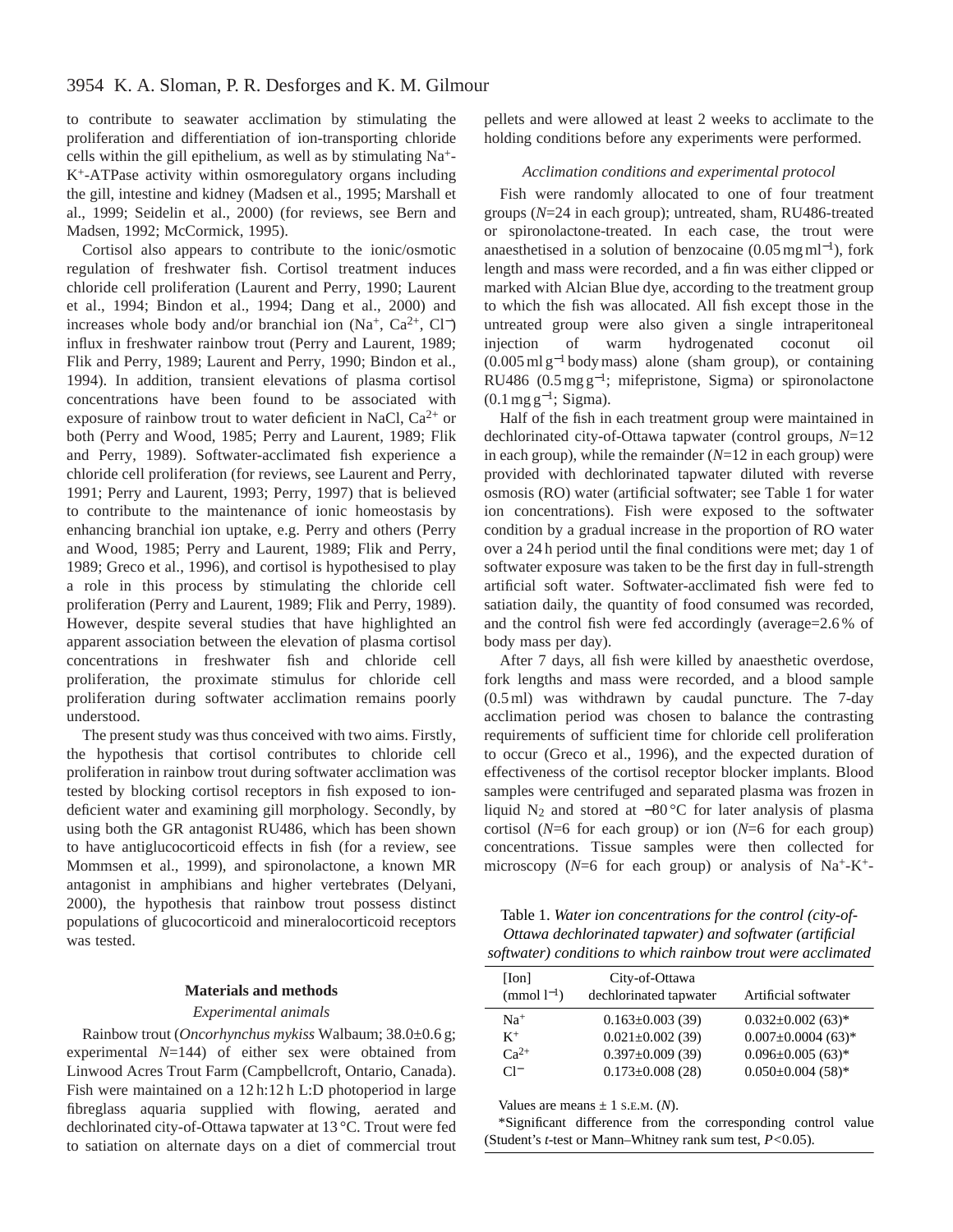to contribute to seawater acclimation by stimulating the proliferation and differentiation of ion-transporting chloride cells within the gill epithelium, as well as by stimulating $Na^+$-$K^+$-ATPase activity within osmoregulatory organs including the gill, intestine and kidney (Madsen et al., 1995; Marshall et al., 1999; Seidelin et al., 2000) (for reviews, see Bern and Madsen, 1992; McCormick, 1995).

Cortisol also appears to contribute to the ionic/osmotic regulation of freshwater fish. Cortisol treatment induces chloride cell proliferation (Laurent and Perry, 1990; Laurent et al., 1994; Bindon et al., 1994; Dang et al., 2000) and increases whole body and/or branchial ion ($Na^+$, $Ca^{2+}$, $Cl^-$) influx in freshwater rainbow trout (Perry and Laurent, 1989; Flik and Perry, 1989; Laurent and Perry, 1990; Bindon et al., 1994). In addition, transient elevations of plasma cortisol concentrations have been found to be associated with exposure of rainbow trout to water deficient in NaCl, $Ca^{2+}$ or both (Perry and Wood, 1985; Perry and Laurent, 1989; Flik and Perry, 1989). Softwater-acclimated fish experience a chloride cell proliferation (for reviews, see Laurent and Perry, 1991; Perry and Laurent, 1993; Perry, 1997) that is believed to contribute to the maintenance of ionic homeostasis by enhancing branchial ion uptake, e.g. Perry and others (Perry and Wood, 1985; Perry and Laurent, 1989; Flik and Perry, 1989; Greco et al., 1996), and cortisol is hypothesised to play a role in this process by stimulating the chloride cell proliferation (Perry and Laurent, 1989; Flik and Perry, 1989). However, despite several studies that have highlighted an apparent association between the elevation of plasma cortisol concentrations in freshwater fish and chloride cell proliferation, the proximate stimulus for chloride cell proliferation during softwater acclimation remains poorly understood.

The present study was thus conceived with two aims. Firstly, the hypothesis that cortisol contributes to chloride cell proliferation in rainbow trout during softwater acclimation was tested by blocking cortisol receptors in fish exposed to ion-deficient water and examining gill morphology. Secondly, by using both the GR antagonist RU486, which has been shown to have antiglucocorticoid effects in fish (for a review, see Mommsen et al., 1999), and spironolactone, a known MR antagonist in amphibians and higher vertebrates (Delyani, 2000), the hypothesis that rainbow trout possess distinct populations of glucocorticoid and mineralocorticoid receptors was tested.

## Materials and methods

### *Experimental animals*

Rainbow trout (*Oncorhynchus mykiss* Walbaum; 38.0±0.6 g; experimental *N*=144) of either sex were obtained from Linwood Acres Trout Farm (Campbellcroft, Ontario, Canada). Fish were maintained on a 12 h:12 h L:D photoperiod in large fibreglass aquaria supplied with flowing, aerated and dechlorinated city-of-Ottawa tapwater at 13 °C. Trout were fed to satiation on alternate days on a diet of commercial trout pellets and were allowed at least 2 weeks to acclimate to the holding conditions before any experiments were performed.

### *Acclimation conditions and experimental protocol*

Fish were randomly allocated to one of four treatment groups (*N*=24 in each group); untreated, sham, RU486-treated or spironolactone-treated. In each case, the trout were anaesthetised in a solution of benzocaine (0.05 mg ml$^{-1}$), fork length and mass were recorded, and a fin was either clipped or marked with Alcian Blue dye, according to the treatment group to which the fish was allocated. All fish except those in the untreated group were also given a single intraperitoneal injection of warm hydrogenated coconut oil (0.005 ml g$^{-1}$ body mass) alone (sham group), or containing RU486 (0.5 mg g$^{-1}$; mifepristone, Sigma) or spironolactone (0.1 mg g$^{-1}$; Sigma).

Half of the fish in each treatment group were maintained in dechlorinated city-of-Ottawa tapwater (control groups, *N*=12 in each group), while the remainder (*N*=12 in each group) were provided with dechlorinated tapwater diluted with reverse osmosis (RO) water (artificial softwater; see Table 1 for water ion concentrations). Fish were exposed to the softwater condition by a gradual increase in the proportion of RO water over a 24 h period until the final conditions were met; day 1 of softwater exposure was taken to be the first day in full-strength artificial soft water. Softwater-acclimated fish were fed to satiation daily, the quantity of food consumed was recorded, and the control fish were fed accordingly (average=2.6 % of body mass per day).

After 7 days, all fish were killed by anaesthetic overdose, fork lengths and mass were recorded, and a blood sample (0.5 ml) was withdrawn by caudal puncture. The 7-day acclimation period was chosen to balance the contrasting requirements of sufficient time for chloride cell proliferation to occur (Greco et al., 1996), and the expected duration of effectiveness of the cortisol receptor blocker implants. Blood samples were centrifuged and separated plasma was frozen in liquid $N_2$ and stored at −80 °C for later analysis of plasma cortisol (*N*=6 for each group) or ion (*N*=6 for each group) concentrations. Tissue samples were then collected for microscopy (*N*=6 for each group) or analysis of $Na^+$-$K^+$-

Table 1. *Water ion concentrations for the control (city-of-Ottawa dechlorinated tapwater) and softwater (artificial softwater) conditions to which rainbow trout were acclimated*

| [Ion] (mmol l$^{-1}$) | City-of-Ottawa dechlorinated tapwater | Artificial softwater |
|---|---|---|
| $Na^+$ | 0.163±0.003 (39) | 0.032±0.002 (63)* |
| $K^+$ | 0.021±0.002 (39) | 0.007±0.0004 (63)* |
| $Ca^{2+}$ | 0.397±0.009 (39) | 0.096±0.005 (63)* |
| $Cl^-$ | 0.173±0.008 (28) | 0.050±0.004 (58)* |

Values are means ± 1 S.E.M. (*N*).

*Significant difference from the corresponding control value (Student's *t*-test or Mann–Whitney rank sum test, $P<0.05$).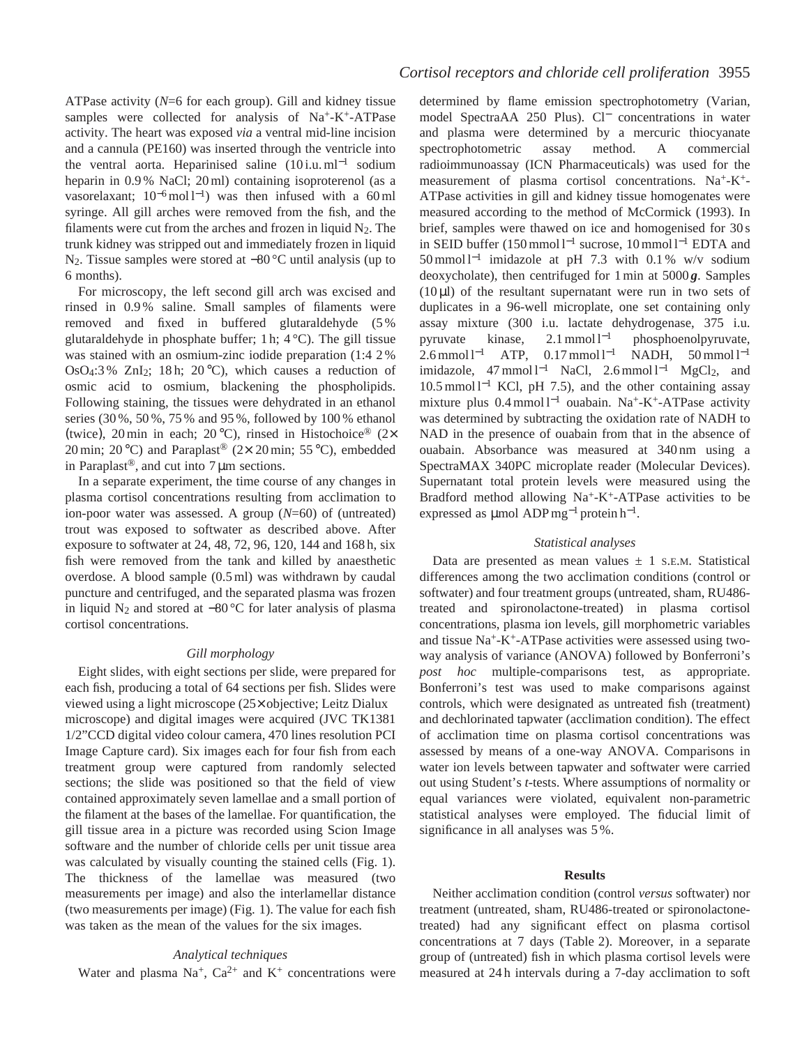ATPase activity (*N*=6 for each group). Gill and kidney tissue samples were collected for analysis of $Na^+$-$K^+$-ATPase activity. The heart was exposed *via* a ventral mid-line incision and a cannula (PE160) was inserted through the ventricle into the ventral aorta. Heparinised saline (10 i.u. $ml^{-1}$ sodium heparin in 0.9 % NaCl; 20 ml) containing isoproterenol (as a vasorelaxant; $10^{-6}$ mol $l^{-1}$) was then infused with a 60 ml syringe. All gill arches were removed from the fish, and the filaments were cut from the arches and frozen in liquid $N_2$. The trunk kidney was stripped out and immediately frozen in liquid $N_2$. Tissue samples were stored at −80 °C until analysis (up to 6 months).

For microscopy, the left second gill arch was excised and rinsed in 0.9 % saline. Small samples of filaments were removed and fixed in buffered glutaraldehyde (5 % glutaraldehyde in phosphate buffer; 1 h; 4 °C). The gill tissue was stained with an osmium-zinc iodide preparation (1:4 2 % $OsO_4$:3 % $ZnI_2$; 18 h; 20 °C), which causes a reduction of osmic acid to osmium, blackening the phospholipids. Following staining, the tissues were dehydrated in an ethanol series (30 %, 50 %, 75 % and 95 %, followed by 100 % ethanol (twice), 20 min in each; 20 °C), rinsed in Histochoice® (2× 20 min; 20 °C) and Paraplast® (2× 20 min; 55 °C), embedded in Paraplast®, and cut into 7 μm sections.

In a separate experiment, the time course of any changes in plasma cortisol concentrations resulting from acclimation to ion-poor water was assessed. A group (*N*=60) of (untreated) trout was exposed to softwater as described above. After exposure to softwater at 24, 48, 72, 96, 120, 144 and 168 h, six fish were removed from the tank and killed by anaesthetic overdose. A blood sample (0.5 ml) was withdrawn by caudal puncture and centrifuged, and the separated plasma was frozen in liquid $N_2$ and stored at −80 °C for later analysis of plasma cortisol concentrations.

### *Gill morphology*

Eight slides, with eight sections per slide, were prepared for each fish, producing a total of 64 sections per fish. Slides were viewed using a light microscope (25× objective; Leitz Dialux microscope) and digital images were acquired (JVC TK1381 1/2”CCD digital video colour camera, 470 lines resolution PCI Image Capture card). Six images each for four fish from each treatment group were captured from randomly selected sections; the slide was positioned so that the field of view contained approximately seven lamellae and a small portion of the filament at the bases of the lamellae. For quantification, the gill tissue area in a picture was recorded using Scion Image software and the number of chloride cells per unit tissue area was calculated by visually counting the stained cells (Fig. 1). The thickness of the lamellae was measured (two measurements per image) and also the interlamellar distance (two measurements per image) (Fig. 1). The value for each fish was taken as the mean of the values for the six images.

### *Analytical techniques*

Water and plasma $Na^+$, $Ca^{2+}$ and $K^+$ concentrations were determined by flame emission spectrophotometry (Varian, model SpectraAA 250 Plus). $Cl^-$ concentrations in water and plasma were determined by a mercuric thiocyanate spectrophotometric assay method. A commercial radioimmunoassay (ICN Pharmaceuticals) was used for the measurement of plasma cortisol concentrations. $Na^+$-$K^+$-ATPase activities in gill and kidney tissue homogenates were measured according to the method of McCormick (1993). In brief, samples were thawed on ice and homogenised for 30 s in SEID buffer (150 mmol $l^{-1}$ sucrose, 10 mmol $l^{-1}$ EDTA and 50 mmol $l^{-1}$ imidazole at pH 7.3 with 0.1 % w/v sodium deoxycholate), then centrifuged for 1 min at 5000 ***g***. Samples (10 μl) of the resultant supernatant were run in two sets of duplicates in a 96-well microplate, one set containing only assay mixture (300 i.u. lactate dehydrogenase, 375 i.u. pyruvate kinase, 2.1 mmol $l^{-1}$ phosphoenolpyruvate, 2.6 mmol $l^{-1}$ ATP, 0.17 mmol $l^{-1}$ NADH, 50 mmol $l^{-1}$ imidazole, 47 mmol $l^{-1}$ NaCl, 2.6 mmol $l^{-1}$ $MgCl_2$, and 10.5 mmol $l^{-1}$ KCl, pH 7.5), and the other containing assay mixture plus 0.4 mmol $l^{-1}$ ouabain. $Na^+$-$K^+$-ATPase activity was determined by subtracting the oxidation rate of NADH to NAD in the presence of ouabain from that in the absence of ouabain. Absorbance was measured at 340 nm using a SpectraMAX 340PC microplate reader (Molecular Devices). Supernatant total protein levels were measured using the Bradford method allowing $Na^+$-$K^+$-ATPase activities to be expressed as μmol ADP $mg^{-1}$ protein $h^{-1}$.

### *Statistical analyses*

Data are presented as mean values ± 1 S.E.M. Statistical differences among the two acclimation conditions (control or softwater) and four treatment groups (untreated, sham, RU486-treated and spironolactone-treated) in plasma cortisol concentrations, plasma ion levels, gill morphometric variables and tissue $Na^+$-$K^+$-ATPase activities were assessed using two-way analysis of variance (ANOVA) followed by Bonferroni's *post hoc* multiple-comparisons test, as appropriate. Bonferroni's test was used to make comparisons against controls, which were designated as untreated fish (treatment) and dechlorinated tapwater (acclimation condition). The effect of acclimation time on plasma cortisol concentrations was assessed by means of a one-way ANOVA. Comparisons in water ion levels between tapwater and softwater were carried out using Student's *t*-tests. Where assumptions of normality or equal variances were violated, equivalent non-parametric statistical analyses were employed. The fiducial limit of significance in all analyses was 5 %.

## Results

Neither acclimation condition (control *versus* softwater) nor treatment (untreated, sham, RU486-treated or spironolactone-treated) had any significant effect on plasma cortisol concentrations at 7 days (Table 2). Moreover, in a separate group of (untreated) fish in which plasma cortisol levels were measured at 24 h intervals during a 7-day acclimation to soft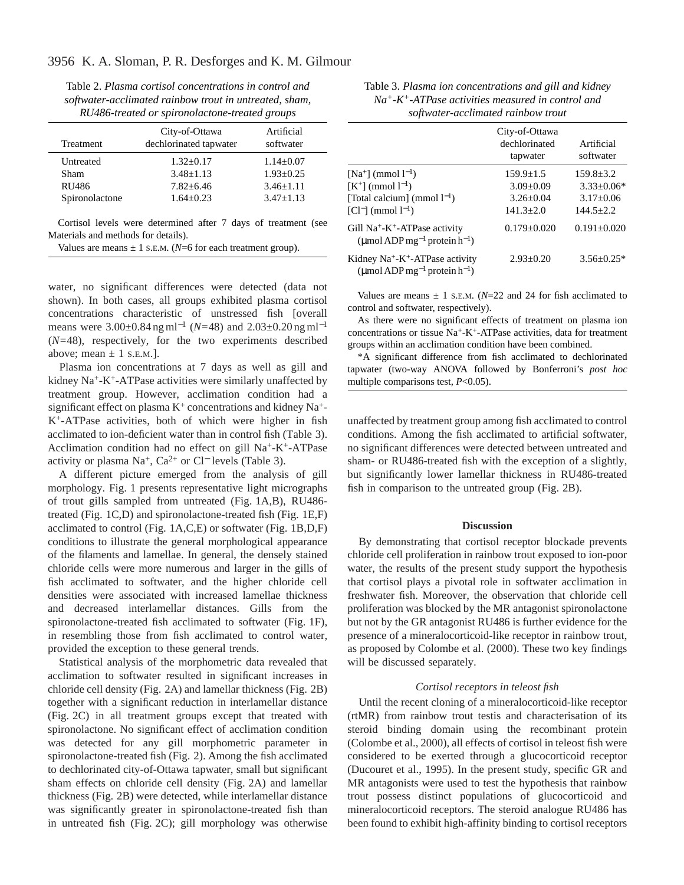Table 2. *Plasma cortisol concentrations in control and softwater-acclimated rainbow trout in untreated, sham, RU486-treated or spironolactone-treated groups*

| Treatment | City-of-Ottawa dechlorinated tapwater | Artificial softwater |
|---|---|---|
| Untreated | 1.32±0.17 | 1.14±0.07 |
| Sham | 3.48±1.13 | 1.93±0.25 |
| RU486 | 7.82±6.46 | 3.46±1.11 |
| Spironolactone | 1.64±0.23 | 3.47±1.13 |

Cortisol levels were determined after 7 days of treatment (see Materials and methods for details).

Values are means ± 1 S.E.M. (*N*=6 for each treatment group).

water, no significant differences were detected (data not shown). In both cases, all groups exhibited plasma cortisol concentrations characteristic of unstressed fish [overall means were 3.00±0.84 $\text{ng ml}^{-1}$ (*N*=48) and 2.03±0.20 $\text{ng ml}^{-1}$ (*N*=48), respectively, for the two experiments described above; mean ± 1 S.E.M.].

Plasma ion concentrations at 7 days as well as gill and kidney $Na^+$-$K^+$-ATPase activities were similarly unaffected by treatment group. However, acclimation condition had a significant effect on plasma $K^+$ concentrations and kidney $Na^+$-$K^+$-ATPase activities, both of which were higher in fish acclimated to ion-deficient water than in control fish (Table 3). Acclimation condition had no effect on gill $Na^+$-$K^+$-ATPase activity or plasma $Na^+$, $Ca^{2+}$ or $Cl^-$ levels (Table 3).

A different picture emerged from the analysis of gill morphology. Fig. 1 presents representative light micrographs of trout gills sampled from untreated (Fig. 1A,B), RU486-treated (Fig. 1C,D) and spironolactone-treated fish (Fig. 1E,F) acclimated to control (Fig. 1A,C,E) or softwater (Fig. 1B,D,F) conditions to illustrate the general morphological appearance of the filaments and lamellae. In general, the densely stained chloride cells were more numerous and larger in the gills of fish acclimated to softwater, and the higher chloride cell densities were associated with increased lamellae thickness and decreased interlamellar distances. Gills from the spironolactone-treated fish acclimated to softwater (Fig. 1F), in resembling those from fish acclimated to control water, provided the exception to these general trends.

Statistical analysis of the morphometric data revealed that acclimation to softwater resulted in significant increases in chloride cell density (Fig. 2A) and lamellar thickness (Fig. 2B) together with a significant reduction in interlamellar distance (Fig. 2C) in all treatment groups except that treated with spironolactone. No significant effect of acclimation condition was detected for any gill morphometric parameter in spironolactone-treated fish (Fig. 2). Among the fish acclimated to dechlorinated city-of-Ottawa tapwater, small but significant sham effects on chloride cell density (Fig. 2A) and lamellar thickness (Fig. 2B) were detected, while interlamellar distance was significantly greater in spironolactone-treated fish than in untreated fish (Fig. 2C); gill morphology was otherwise

Table 3. *Plasma ion concentrations and gill and kidney $Na^+$-$K^+$-ATPase activities measured in control and softwater-acclimated rainbow trout*

| | City-of-Ottawa dechlorinated tapwater | Artificial softwater |
|---|---|---|
| $[Na^+]$ ($\text{mmol l}^{-1}$) | 159.9±1.5 | 159.8±3.2 |
| $[K^+]$ ($\text{mmol l}^{-1}$) | 3.09±0.09 | 3.33±0.06* |
| [Total calcium] ($\text{mmol l}^{-1}$) | 3.26±0.04 | 3.17±0.06 |
| $[Cl^-]$ ($\text{mmol l}^{-1}$) | 141.3±2.0 | 144.5±2.2 |
| Gill $Na^+$-$K^+$-ATPase activity ($\mu\text{mol ADP mg}^{-1}\text{ protein h}^{-1}$) | 0.179±0.020 | 0.191±0.020 |
| Kidney $Na^+$-$K^+$-ATPase activity ($\mu\text{mol ADP mg}^{-1}\text{ protein h}^{-1}$) | 2.93±0.20 | 3.56±0.25* |

Values are means ± 1 S.E.M. (*N*=22 and 24 for fish acclimated to control and softwater, respectively).

As there were no significant effects of treatment on plasma ion concentrations or tissue $Na^+$-$K^+$-ATPase activities, data for treatment groups within an acclimation condition have been combined.

*A significant difference from fish acclimated to dechlorinated tapwater (two-way ANOVA followed by Bonferroni's *post hoc* multiple comparisons test, $P<0.05$).

unaffected by treatment group among fish acclimated to control conditions. Among the fish acclimated to artificial softwater, no significant differences were detected between untreated and sham- or RU486-treated fish with the exception of a slightly, but significantly lower lamellar thickness in RU486-treated fish in comparison to the untreated group (Fig. 2B).

## Discussion

By demonstrating that cortisol receptor blockade prevents chloride cell proliferation in rainbow trout exposed to ion-poor water, the results of the present study support the hypothesis that cortisol plays a pivotal role in softwater acclimation in freshwater fish. Moreover, the observation that chloride cell proliferation was blocked by the MR antagonist spironolactone but not by the GR antagonist RU486 is further evidence for the presence of a mineralocorticoid-like receptor in rainbow trout, as proposed by Colombe et al. (2000). These two key findings will be discussed separately.

### *Cortisol receptors in teleost fish*

Until the recent cloning of a mineralocorticoid-like receptor (rtMR) from rainbow trout testis and characterisation of its steroid binding domain using the recombinant protein (Colombe et al., 2000), all effects of cortisol in teleost fish were considered to be exerted through a glucocorticoid receptor (Ducouret et al., 1995). In the present study, specific GR and MR antagonists were used to test the hypothesis that rainbow trout possess distinct populations of glucocorticoid and mineralocorticoid receptors. The steroid analogue RU486 has been found to exhibit high-affinity binding to cortisol receptors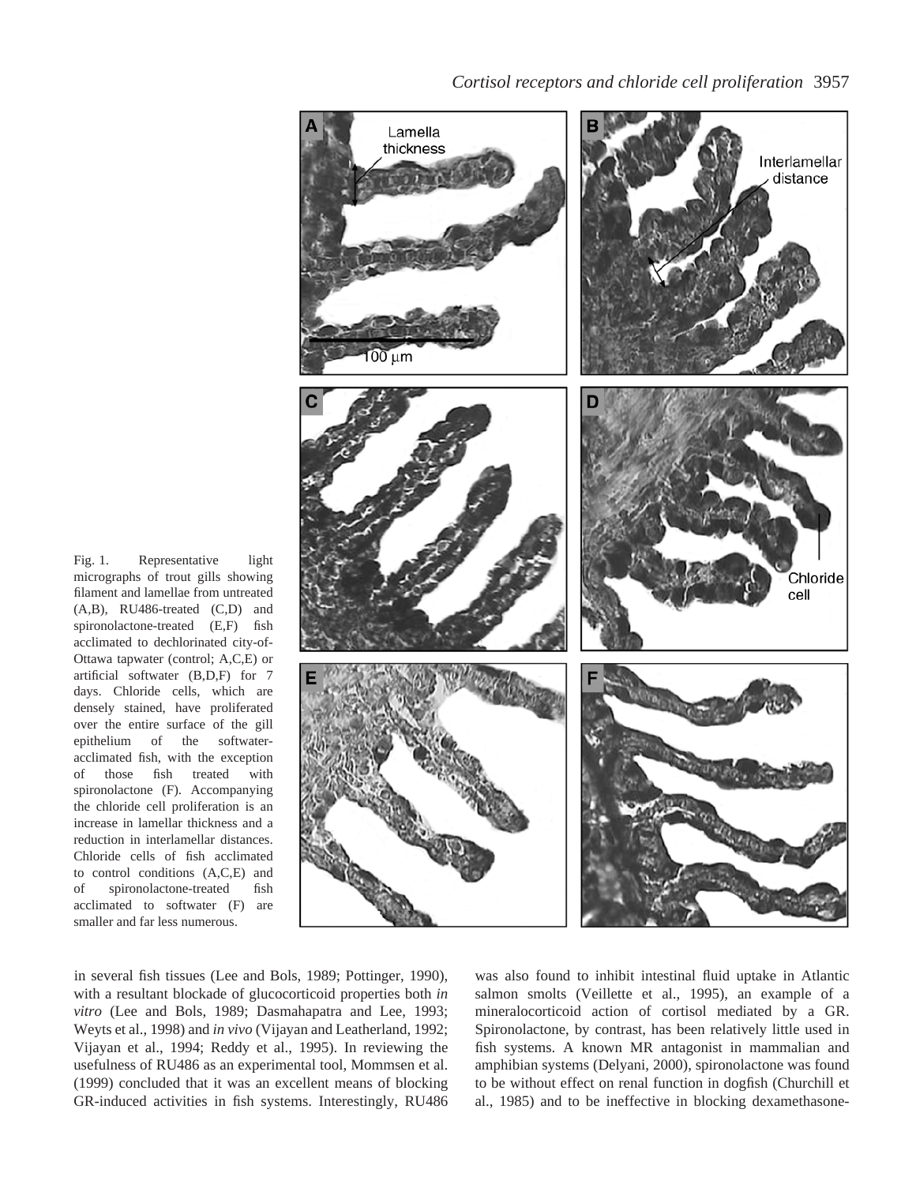Fig. 1. Representative light micrographs of trout gills showing filament and lamellae from untreated (A,B), RU486-treated (C,D) and spironolactone-treated (E,F) fish acclimated to dechlorinated city-of-Ottawa tapwater (control; A,C,E) or artificial softwater (B,D,F) for 7 days. Chloride cells, which are densely stained, have proliferated over the entire surface of the gill epithelium of the softwater-acclimated fish, with the exception of those fish treated with spironolactone (F). Accompanying the chloride cell proliferation is an increase in lamellar thickness and a reduction in interlamellar distances. Chloride cells of fish acclimated to control conditions (A,C,E) and of spironolactone-treated fish acclimated to softwater (F) are smaller and far less numerous.

in several fish tissues (Lee and Bols, 1989; Pottinger, 1990), with a resultant blockade of glucocorticoid properties both *in vitro* (Lee and Bols, 1989; Dasmahapatra and Lee, 1993; Weyts et al., 1998) and *in vivo* (Vijayan and Leatherland, 1992; Vijayan et al., 1994; Reddy et al., 1995). In reviewing the usefulness of RU486 as an experimental tool, Mommsen et al. (1999) concluded that it was an excellent means of blocking GR-induced activities in fish systems. Interestingly, RU486 was also found to inhibit intestinal fluid uptake in Atlantic salmon smolts (Veillette et al., 1995), an example of a mineralocorticoid action of cortisol mediated by a GR. Spironolactone, by contrast, has been relatively little used in fish systems. A known MR antagonist in mammalian and amphibian systems (Delyani, 2000), spironolactone was found to be without effect on renal function in dogfish (Churchill et al., 1985) and to be ineffective in blocking dexamethasone-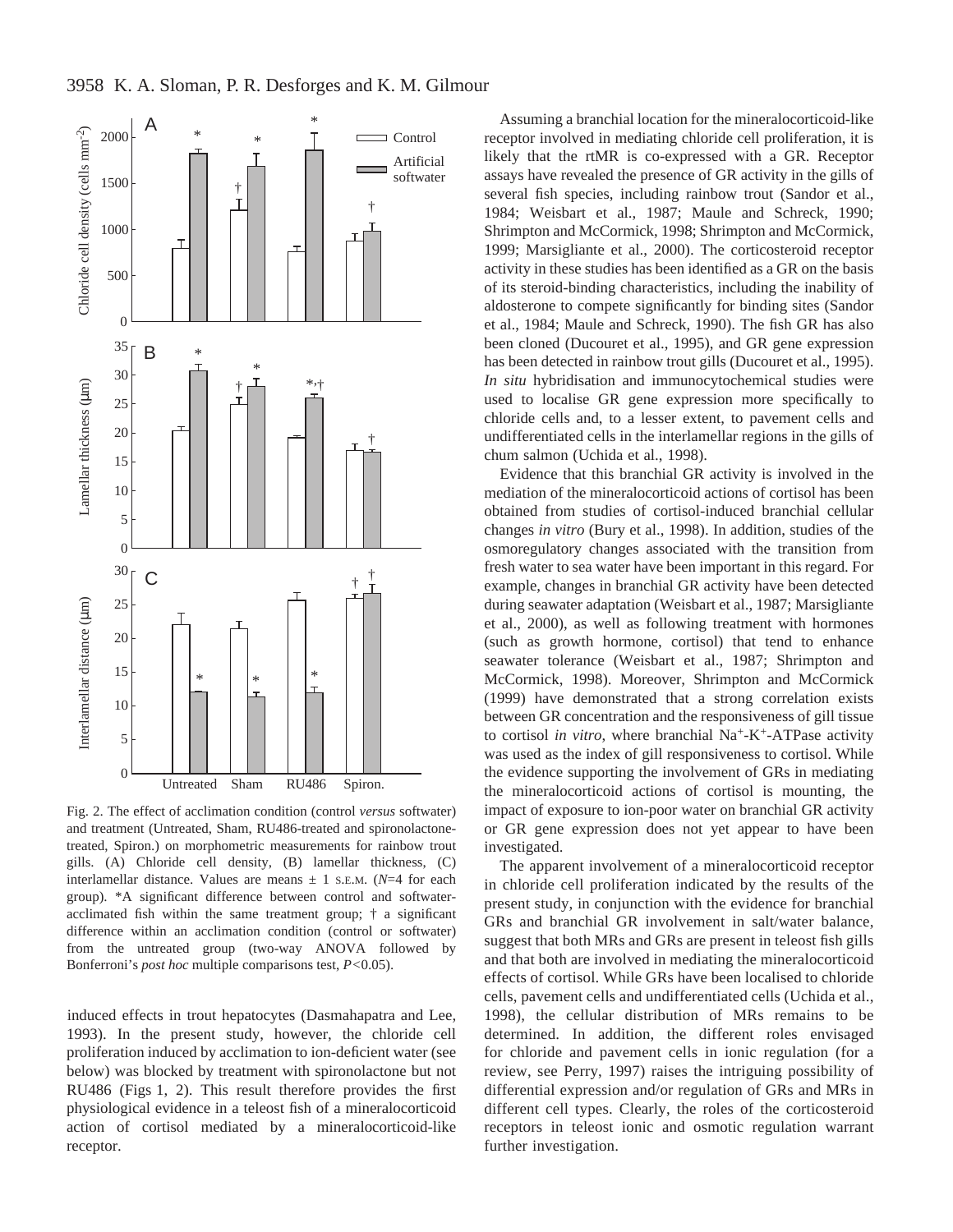Fig. 2. The effect of acclimation condition (control *versus* softwater) and treatment (Untreated, Sham, RU486-treated and spironolactone-treated, Spiron.) on morphometric measurements for rainbow trout gills. (A) Chloride cell density, (B) lamellar thickness, (C) interlamellar distance. Values are means ± 1 S.E.M. ($N$=4 for each group). *A significant difference between control and softwater-acclimated fish within the same treatment group; † a significant difference within an acclimation condition (control or softwater) from the untreated group (two-way ANOVA followed by Bonferroni's *post hoc* multiple comparisons test, $P<0.05$).

induced effects in trout hepatocytes (Dasmahapatra and Lee, 1993). In the present study, however, the chloride cell proliferation induced by acclimation to ion-deficient water (see below) was blocked by treatment with spironolactone but not RU486 (Figs 1, 2). This result therefore provides the first physiological evidence in a teleost fish of a mineralocorticoid action of cortisol mediated by a mineralocorticoid-like receptor.

Assuming a branchial location for the mineralocorticoid-like receptor involved in mediating chloride cell proliferation, it is likely that the rtMR is co-expressed with a GR. Receptor assays have revealed the presence of GR activity in the gills of several fish species, including rainbow trout (Sandor et al., 1984; Weisbart et al., 1987; Maule and Schreck, 1990; Shrimpton and McCormick, 1998; Shrimpton and McCormick, 1999; Marsigliante et al., 2000). The corticosteroid receptor activity in these studies has been identified as a GR on the basis of its steroid-binding characteristics, including the inability of aldosterone to compete significantly for binding sites (Sandor et al., 1984; Maule and Schreck, 1990). The fish GR has also been cloned (Ducouret et al., 1995), and GR gene expression has been detected in rainbow trout gills (Ducouret et al., 1995). *In situ* hybridisation and immunocytochemical studies were used to localise GR gene expression more specifically to chloride cells and, to a lesser extent, to pavement cells and undifferentiated cells in the interlamellar regions in the gills of chum salmon (Uchida et al., 1998).

Evidence that this branchial GR activity is involved in the mediation of the mineralocorticoid actions of cortisol has been obtained from studies of cortisol-induced branchial cellular changes *in vitro* (Bury et al., 1998). In addition, studies of the osmoregulatory changes associated with the transition from fresh water to sea water have been important in this regard. For example, changes in branchial GR activity have been detected during seawater adaptation (Weisbart et al., 1987; Marsigliante et al., 2000), as well as following treatment with hormones (such as growth hormone, cortisol) that tend to enhance seawater tolerance (Weisbart et al., 1987; Shrimpton and McCormick, 1998). Moreover, Shrimpton and McCormick (1999) have demonstrated that a strong correlation exists between GR concentration and the responsiveness of gill tissue to cortisol *in vitro*, where branchial $Na^+$-$K^+$-ATPase activity was used as the index of gill responsiveness to cortisol. While the evidence supporting the involvement of GRs in mediating the mineralocorticoid actions of cortisol is mounting, the impact of exposure to ion-poor water on branchial GR activity or GR gene expression does not yet appear to have been investigated.

The apparent involvement of a mineralocorticoid receptor in chloride cell proliferation indicated by the results of the present study, in conjunction with the evidence for branchial GRs and branchial GR involvement in salt/water balance, suggest that both MRs and GRs are present in teleost fish gills and that both are involved in mediating the mineralocorticoid effects of cortisol. While GRs have been localised to chloride cells, pavement cells and undifferentiated cells (Uchida et al., 1998), the cellular distribution of MRs remains to be determined. In addition, the different roles envisaged for chloride and pavement cells in ionic regulation (for a review, see Perry, 1997) raises the intriguing possibility of differential expression and/or regulation of GRs and MRs in different cell types. Clearly, the roles of the corticosteroid receptors in teleost ionic and osmotic regulation warrant further investigation.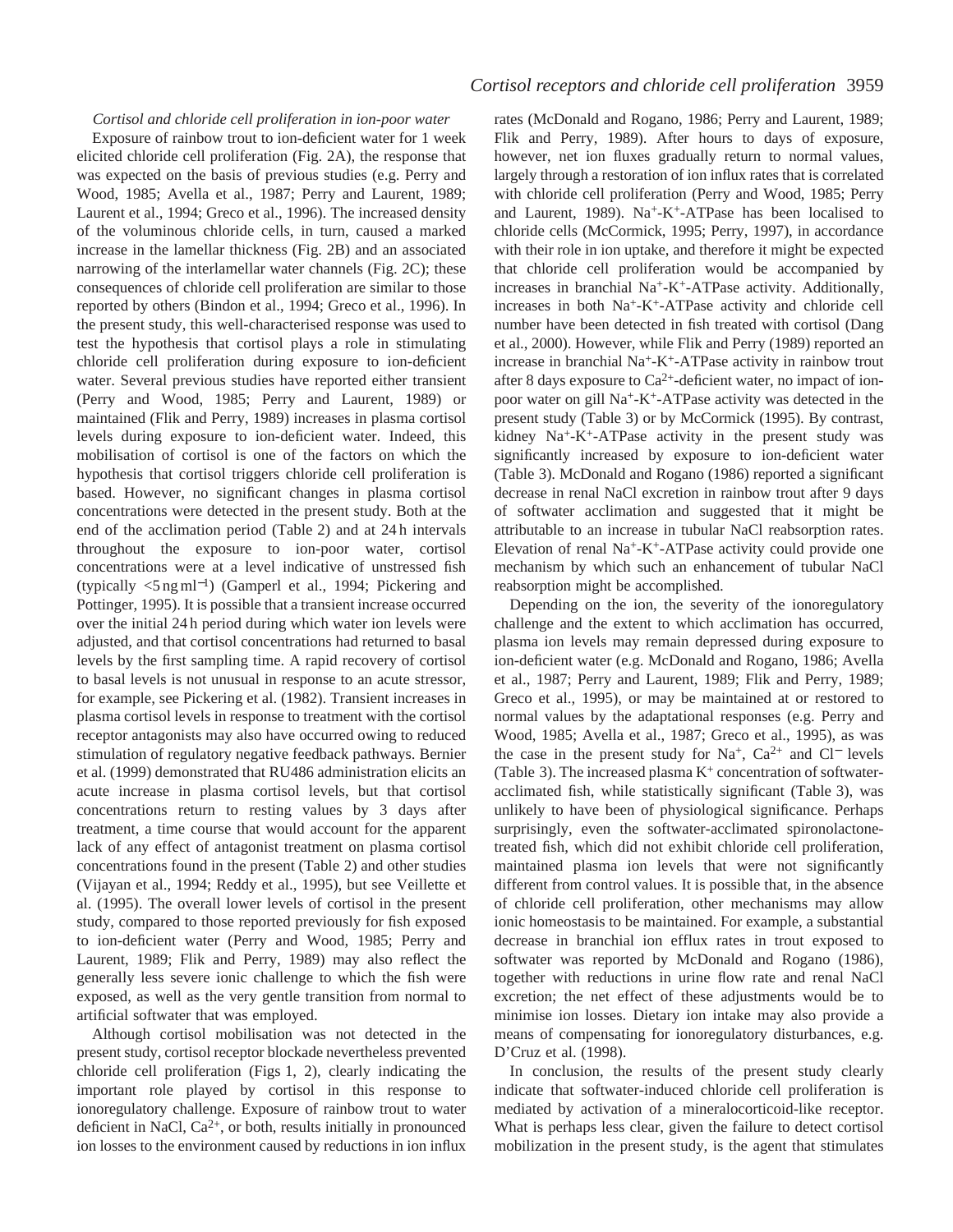*Cortisol and chloride cell proliferation in ion-poor water*

Exposure of rainbow trout to ion-deficient water for 1 week elicited chloride cell proliferation (Fig. 2A), the response that was expected on the basis of previous studies (e.g. Perry and Wood, 1985; Avella et al., 1987; Perry and Laurent, 1989; Laurent et al., 1994; Greco et al., 1996). The increased density of the voluminous chloride cells, in turn, caused a marked increase in the lamellar thickness (Fig. 2B) and an associated narrowing of the interlamellar water channels (Fig. 2C); these consequences of chloride cell proliferation are similar to those reported by others (Bindon et al., 1994; Greco et al., 1996). In the present study, this well-characterised response was used to test the hypothesis that cortisol plays a role in stimulating chloride cell proliferation during exposure to ion-deficient water. Several previous studies have reported either transient (Perry and Wood, 1985; Perry and Laurent, 1989) or maintained (Flik and Perry, 1989) increases in plasma cortisol levels during exposure to ion-deficient water. Indeed, this mobilisation of cortisol is one of the factors on which the hypothesis that cortisol triggers chloride cell proliferation is based. However, no significant changes in plasma cortisol concentrations were detected in the present study. Both at the end of the acclimation period (Table 2) and at 24 h intervals throughout the exposure to ion-poor water, cortisol concentrations were at a level indicative of unstressed fish (typically $<5\,\mathrm{ng\,ml^{-1}}$) (Gamperl et al., 1994; Pickering and Pottinger, 1995). It is possible that a transient increase occurred over the initial 24 h period during which water ion levels were adjusted, and that cortisol concentrations had returned to basal levels by the first sampling time. A rapid recovery of cortisol to basal levels is not unusual in response to an acute stressor, for example, see Pickering et al. (1982). Transient increases in plasma cortisol levels in response to treatment with the cortisol receptor antagonists may also have occurred owing to reduced stimulation of regulatory negative feedback pathways. Bernier et al. (1999) demonstrated that RU486 administration elicits an acute increase in plasma cortisol levels, but that cortisol concentrations return to resting values by 3 days after treatment, a time course that would account for the apparent lack of any effect of antagonist treatment on plasma cortisol concentrations found in the present (Table 2) and other studies (Vijayan et al., 1994; Reddy et al., 1995), but see Veillette et al. (1995). The overall lower levels of cortisol in the present study, compared to those reported previously for fish exposed to ion-deficient water (Perry and Wood, 1985; Perry and Laurent, 1989; Flik and Perry, 1989) may also reflect the generally less severe ionic challenge to which the fish were exposed, as well as the very gentle transition from normal to artificial softwater that was employed.

Although cortisol mobilisation was not detected in the present study, cortisol receptor blockade nevertheless prevented chloride cell proliferation (Figs 1, 2), clearly indicating the important role played by cortisol in this response to ionoregulatory challenge. Exposure of rainbow trout to water deficient in NaCl, $Ca^{2+}$, or both, results initially in pronounced ion losses to the environment caused by reductions in ion influx rates (McDonald and Rogano, 1986; Perry and Laurent, 1989; Flik and Perry, 1989). After hours to days of exposure, however, net ion fluxes gradually return to normal values, largely through a restoration of ion influx rates that is correlated with chloride cell proliferation (Perry and Wood, 1985; Perry and Laurent, 1989). $Na^{+}$-$K^{+}$-ATPase has been localised to chloride cells (McCormick, 1995; Perry, 1997), in accordance with their role in ion uptake, and therefore it might be expected that chloride cell proliferation would be accompanied by increases in branchial $Na^{+}$-$K^{+}$-ATPase activity. Additionally, increases in both $Na^{+}$-$K^{+}$-ATPase activity and chloride cell number have been detected in fish treated with cortisol (Dang et al., 2000). However, while Flik and Perry (1989) reported an increase in branchial $Na^{+}$-$K^{+}$-ATPase activity in rainbow trout after 8 days exposure to $Ca^{2+}$-deficient water, no impact of ion-poor water on gill $Na^{+}$-$K^{+}$-ATPase activity was detected in the present study (Table 3) or by McCormick (1995). By contrast, kidney $Na^{+}$-$K^{+}$-ATPase activity in the present study was significantly increased by exposure to ion-deficient water (Table 3). McDonald and Rogano (1986) reported a significant decrease in renal NaCl excretion in rainbow trout after 9 days of softwater acclimation and suggested that it might be attributable to an increase in tubular NaCl reabsorption rates. Elevation of renal $Na^{+}$-$K^{+}$-ATPase activity could provide one mechanism by which such an enhancement of tubular NaCl reabsorption might be accomplished.

Depending on the ion, the severity of the ionoregulatory challenge and the extent to which acclimation has occurred, plasma ion levels may remain depressed during exposure to ion-deficient water (e.g. McDonald and Rogano, 1986; Avella et al., 1987; Perry and Laurent, 1989; Flik and Perry, 1989; Greco et al., 1995), or may be maintained at or restored to normal values by the adaptational responses (e.g. Perry and Wood, 1985; Avella et al., 1987; Greco et al., 1995), as was the case in the present study for $Na^{+}$, $Ca^{2+}$ and $Cl^{-}$ levels (Table 3). The increased plasma $K^{+}$ concentration of softwater-acclimated fish, while statistically significant (Table 3), was unlikely to have been of physiological significance. Perhaps surprisingly, even the softwater-acclimated spironolactone-treated fish, which did not exhibit chloride cell proliferation, maintained plasma ion levels that were not significantly different from control values. It is possible that, in the absence of chloride cell proliferation, other mechanisms may allow ionic homeostasis to be maintained. For example, a substantial decrease in branchial ion efflux rates in trout exposed to softwater was reported by McDonald and Rogano (1986), together with reductions in urine flow rate and renal NaCl excretion; the net effect of these adjustments would be to minimise ion losses. Dietary ion intake may also provide a means of compensating for ionoregulatory disturbances, e.g. D'Cruz et al. (1998).

In conclusion, the results of the present study clearly indicate that softwater-induced chloride cell proliferation is mediated by activation of a mineralocorticoid-like receptor. What is perhaps less clear, given the failure to detect cortisol mobilization in the present study, is the agent that stimulates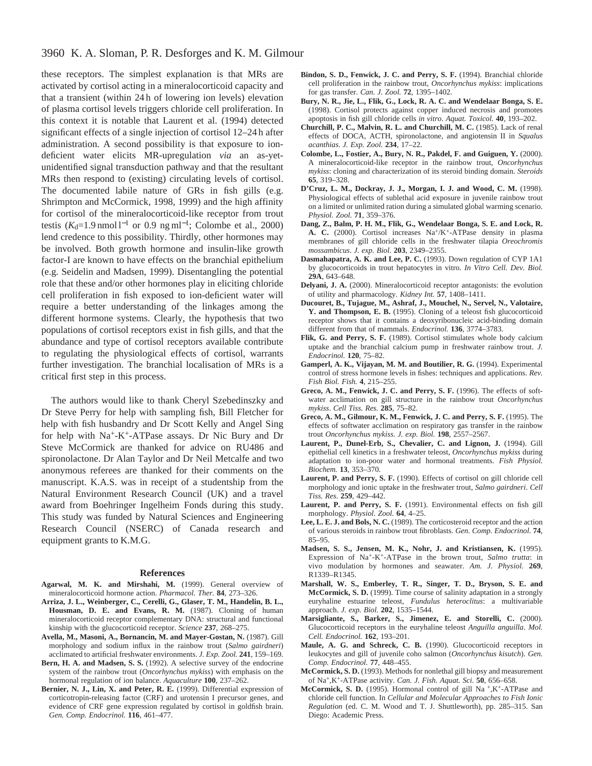these receptors. The simplest explanation is that MRs are activated by cortisol acting in a mineralocorticoid capacity and that a transient (within 24 h of lowering ion levels) elevation of plasma cortisol levels triggers chloride cell proliferation. In this context it is notable that Laurent et al. (1994) detected significant effects of a single injection of cortisol 12–24 h after administration. A second possibility is that exposure to ion-deficient water elicits MR-upregulation *via* an as-yet-unidentified signal transduction pathway and that the resultant MRs then respond to (existing) circulating levels of cortisol. The documented labile nature of GRs in fish gills (e.g. Shrimpton and McCormick, 1998, 1999) and the high affinity for cortisol of the mineralocorticoid-like receptor from trout testis ($K_d$=1.9 nmol $l^{-1}$ or 0.9 ng $ml^{-1}$; Colombe et al., 2000) lend credence to this possibility. Thirdly, other hormones may be involved. Both growth hormone and insulin-like growth factor-I are known to have effects on the branchial epithelium (e.g. Seidelin and Madsen, 1999). Disentangling the potential role that these and/or other hormones play in eliciting chloride cell proliferation in fish exposed to ion-deficient water will require a better understanding of the linkages among the different hormone systems. Clearly, the hypothesis that two populations of cortisol receptors exist in fish gills, and that the abundance and type of cortisol receptors available contribute to regulating the physiological effects of cortisol, warrants further investigation. The branchial localisation of MRs is a critical first step in this process.

The authors would like to thank Cheryl Szebedinszky and Dr Steve Perry for help with sampling fish, Bill Fletcher for help with fish husbandry and Dr Scott Kelly and Angel Sing for help with $Na^+$-$K^+$-ATPase assays. Dr Nic Bury and Dr Steve McCormick are thanked for advice on RU486 and spironolactone. Dr Alan Taylor and Dr Neil Metcalfe and two anonymous referees are thanked for their comments on the manuscript. K.A.S. was in receipt of a studentship from the Natural Environment Research Council (UK) and a travel award from Boehringer Ingelheim Fonds during this study. This study was funded by Natural Sciences and Engineering Research Council (NSERC) of Canada research and equipment grants to K.M.G.

## References

**Agarwal, M. K. and Mirshahi, M.** (1999). General overview of mineralocorticoid hormone action. *Pharmacol. Ther.* **84**, 273–326.

**Arriza, J. L., Weinberger, C., Cerelli, G., Glaser, T. M., Handelin, B. L., Housman, D. E. and Evans, R. M.** (1987). Cloning of human mineralocorticoid receptor complementary DNA: structural and functional kinship with the glucocorticoid receptor. *Science* **237**, 268–275.

**Avella, M., Masoni, A., Bornancin, M. and Mayer-Gostan, N.** (1987). Gill morphology and sodium influx in the rainbow trout (*Salmo gairdneri*) acclimated to artificial freshwater environments. *J. Exp. Zool.* **241**, 159–169.

**Bern, H. A. and Madsen, S. S.** (1992). A selective survey of the endocrine system of the rainbow trout (*Oncorhynchus mykiss*) with emphasis on the hormonal regulation of ion balance. *Aquaculture* **100**, 237–262.

**Bernier, N. J., Lin, X. and Peter, R. E.** (1999). Differential expression of corticotropin-releasing factor (CRF) and urotensin I precursor genes, and evidence of CRF gene expression regulated by cortisol in goldfish brain. *Gen. Comp. Endocrinol.* **116**, 461–477.

**Bindon, S. D., Fenwick, J. C. and Perry, S. F.** (1994). Branchial chloride cell proliferation in the rainbow trout, *Oncorhynchus mykiss*: implications for gas transfer. *Can. J. Zool.* **72**, 1395–1402.

**Bury, N. R., Jie, L., Flik, G., Lock, R. A. C. and Wendelaar Bonga, S. E.** (1998). Cortisol protects against copper induced necrosis and promotes apoptosis in fish gill chloride cells *in vitro*. *Aquat. Toxicol.* **40**, 193–202.

**Churchill, P. C., Malvin, R. L. and Churchill, M. C.** (1985). Lack of renal effects of DOCA, ACTH, spironolactone, and angiotensin II in *Squalus acanthias*. *J. Exp. Zool.* **234**, 17–22.

**Colombe, L., Fostier, A., Bury, N. R., Pakdel, F. and Guiguen, Y.** (2000). A mineralocorticoid-like receptor in the rainbow trout, *Oncorhynchus mykiss*: cloning and characterization of its steroid binding domain. *Steroids* **65**, 319–328.

**D'Cruz, L. M., Dockray, J. J., Morgan, I. J. and Wood, C. M.** (1998). Physiological effects of sublethal acid exposure in juvenile rainbow trout on a limited or unlimited ration during a simulated global warming scenario. *Physiol. Zool.* **71**, 359–376.

**Dang, Z., Balm, P. H. M., Flik, G., Wendelaar Bonga, S. E. and Lock, R. A. C.** (2000). Cortisol increases $Na^+/K^+$-ATPase density in plasma membranes of gill chloride cells in the freshwater tilapia *Oreochromis mossambicus*. *J. exp. Biol.* **203**, 2349–2355.

**Dasmahapatra, A. K. and Lee, P. C.** (1993). Down regulation of CYP 1A1 by glucocorticoids in trout hepatocytes in vitro. *In Vitro Cell. Dev. Biol.* **29A**, 643–648.

**Delyani, J. A.** (2000). Mineralocorticoid receptor antagonists: the evolution of utility and pharmacology. *Kidney Int.* **57**, 1408–1411.

**Ducouret, B., Tujague, M., Ashraf, J., Mouchel, N., Servel, N., Valotaire, Y. and Thompson, E. B.** (1995). Cloning of a teleost fish glucocorticoid receptor shows that it contains a deoxyribonucleic acid-binding domain different from that of mammals. *Endocrinol.* **136**, 3774–3783.

**Flik, G. and Perry, S. F.** (1989). Cortisol stimulates whole body calcium uptake and the branchial calcium pump in freshwater rainbow trout. *J. Endocrinol.* **120**, 75–82.

**Gamperl, A. K., Vijayan, M. M. and Boutilier, R. G.** (1994). Experimental control of stress hormone levels in fishes: techniques and applications. *Rev. Fish Biol. Fish.* **4**, 215–255.

**Greco, A. M., Fenwick, J. C. and Perry, S. F.** (1996). The effects of soft-water acclimation on gill structure in the rainbow trout *Oncorhynchus mykiss*. *Cell Tiss. Res.* **285**, 75–82.

**Greco, A. M., Gilmour, K. M., Fenwick, J. C. and Perry, S. F.** (1995). The effects of softwater acclimation on respiratory gas transfer in the rainbow trout *Oncorhynchus mykiss*. *J. exp. Biol.* **198**, 2557–2567.

**Laurent, P., Dunel-Erb, S., Chevalier, C. and Lignon, J.** (1994). Gill epithelial cell kinetics in a freshwater teleost, *Oncorhynchus mykiss* during adaptation to ion-poor water and hormonal treatments. *Fish Physiol. Biochem.* **13**, 353–370.

**Laurent, P. and Perry, S. F.** (1990). Effects of cortisol on gill chloride cell morphology and ionic uptake in the freshwater trout, *Salmo gairdneri*. *Cell Tiss. Res.* **259**, 429–442.

**Laurent, P. and Perry, S. F.** (1991). Environmental effects on fish gill morphology. *Physiol. Zool.* **64**, 4–25.

**Lee, L. E. J. and Bols, N. C.** (1989). The corticosteroid receptor and the action of various steroids in rainbow trout fibroblasts. *Gen. Comp. Endocrinol.* **74**, 85–95.

**Madsen, S. S., Jensen, M. K., Nohr, J. and Kristiansen, K.** (1995). Expression of $Na^+$-$K^+$-ATPase in the brown trout, *Salmo trutta*: in vivo modulation by hormones and seawater. *Am. J. Physiol.* **269**, R1339–R1345.

**Marshall, W. S., Emberley, T. R., Singer, T. D., Bryson, S. E. and McCormick, S. D.** (1999). Time course of salinity adaptation in a strongly euryhaline estuarine teleost, *Fundulus heteroclitus*: a multivariable approach. *J. exp. Biol.* **202**, 1535–1544.

**Marsigliante, S., Barker, S., Jimenez, E. and Storelli, C.** (2000). Glucocorticoid receptors in the euryhaline teleost *Anguilla anguilla*. *Mol. Cell. Endocrinol.* **162**, 193–201.

**Maule, A. G. and Schreck, C. B.** (1990). Glucocorticoid receptors in leukocytes and gill of juvenile coho salmon (*Oncorhynchus kisutch*). *Gen. Comp. Endocrinol.* **77**, 448–455.

**McCormick, S. D.** (1993). Methods for nonlethal gill biopsy and measurement of $Na^+$,$K^+$-ATPase activity. *Can. J. Fish. Aquat. Sci.* **50**, 656–658.

**McCormick, S. D.** (1995). Hormonal control of gill $Na^+$,$K^+$-ATPase and chloride cell function. In *Cellular and Molecular Approaches to Fish Ionic Regulation* (ed. C. M. Wood and T. J. Shuttleworth), pp. 285–315. San Diego: Academic Press.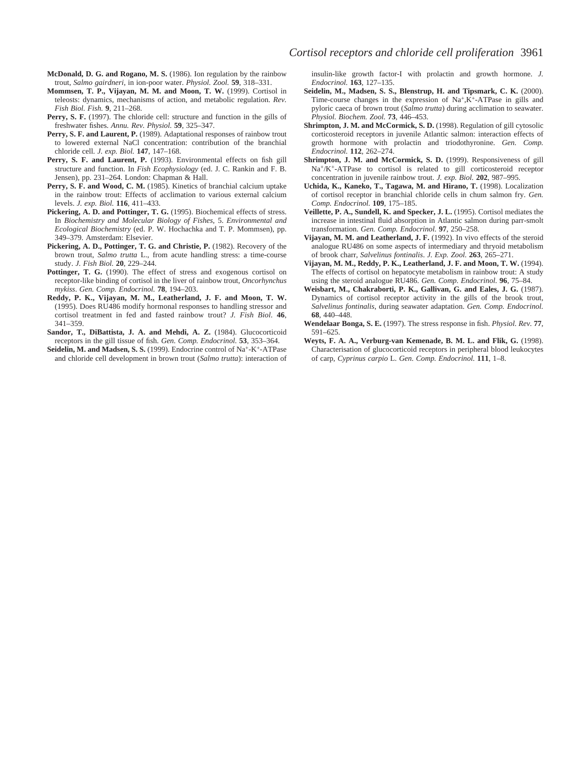**McDonald, D. G. and Rogano, M. S.** (1986). Ion regulation by the rainbow trout, *Salmo gairdneri*, in ion-poor water. *Physiol. Zool.* **59**, 318–331.

**Mommsen, T. P., Vijayan, M. M. and Moon, T. W.** (1999). Cortisol in teleosts: dynamics, mechanisms of action, and metabolic regulation. *Rev. Fish Biol. Fish.* **9**, 211–268.

**Perry, S. F.** (1997). The chloride cell: structure and function in the gills of freshwater fishes. *Annu. Rev. Physiol.* **59**, 325–347.

**Perry, S. F. and Laurent, P.** (1989). Adaptational responses of rainbow trout to lowered external NaCl concentration: contribution of the branchial chloride cell. *J. exp. Biol.* **147**, 147–168.

**Perry, S. F. and Laurent, P.** (1993). Environmental effects on fish gill structure and function. In *Fish Ecophysiology* (ed. J. C. Rankin and F. B. Jensen), pp. 231–264. London: Chapman & Hall.

**Perry, S. F. and Wood, C. M.** (1985). Kinetics of branchial calcium uptake in the rainbow trout: Effects of acclimation to various external calcium levels. *J. exp. Biol.* **116**, 411–433.

**Pickering, A. D. and Pottinger, T. G.** (1995). Biochemical effects of stress. In *Biochemistry and Molecular Biology of Fishes*, 5. *Environmental and Ecological Biochemistry* (ed. P. W. Hochachka and T. P. Mommsen), pp. 349–379. Amsterdam: Elsevier.

**Pickering, A. D., Pottinger, T. G. and Christie, P.** (1982). Recovery of the brown trout, *Salmo trutta* L., from acute handling stress: a time-course study. *J. Fish Biol.* **20**, 229–244.

**Pottinger, T. G.** (1990). The effect of stress and exogenous cortisol on receptor-like binding of cortisol in the liver of rainbow trout, *Oncorhynchus mykiss*. *Gen. Comp. Endocrinol.* **78**, 194–203.

**Reddy, P. K., Vijayan, M. M., Leatherland, J. F. and Moon, T. W.** (1995). Does RU486 modify hormonal responses to handling stressor and cortisol treatment in fed and fasted rainbow trout? *J. Fish Biol.* **46**, 341–359.

**Sandor, T., DiBattista, J. A. and Mehdi, A. Z.** (1984). Glucocorticoid receptors in the gill tissue of fish. *Gen. Comp. Endocrinol.* **53**, 353–364.

**Seidelin, M. and Madsen, S. S.** (1999). Endocrine control of $Na^+$-$K^+$-ATPase and chloride cell development in brown trout (*Salmo trutta*): interaction of insulin-like growth factor-I with prolactin and growth hormone. *J. Endocrinol.* **163**, 127–135.

**Seidelin, M., Madsen, S. S., Blenstrup, H. and Tipsmark, C. K.** (2000). Time-course changes in the expression of $Na^+$,$K^+$-ATPase in gills and pyloric caeca of brown trout (*Salmo trutta*) during acclimation to seawater. *Physiol. Biochem. Zool.* **73**, 446–453.

**Shrimpton, J. M. and McCormick, S. D.** (1998). Regulation of gill cytosolic corticosteroid receptors in juvenile Atlantic salmon: interaction effects of growth hormone with prolactin and triodothyronine. *Gen. Comp. Endocrinol.* **112**, 262–274.

**Shrimpton, J. M. and McCormick, S. D.** (1999). Responsiveness of gill $Na^+$/$K^+$-ATPase to cortisol is related to gill corticosteroid receptor concentration in juvenile rainbow trout. *J. exp. Biol.* **202**, 987–995.

**Uchida, K., Kaneko, T., Tagawa, M. and Hirano, T.** (1998). Localization of cortisol receptor in branchial chloride cells in chum salmon fry. *Gen. Comp. Endocrinol.* **109**, 175–185.

**Veillette, P. A., Sundell, K. and Specker, J. L.** (1995). Cortisol mediates the increase in intestinal fluid absorption in Atlantic salmon during parr-smolt transformation. *Gen. Comp. Endocrinol.* **97**, 250–258.

**Vijayan, M. M. and Leatherland, J. F.** (1992). In vivo effects of the steroid analogue RU486 on some aspects of intermediary and thryoid metabolism of brook charr, *Salvelinus fontinalis*. *J. Exp. Zool.* **263**, 265–271.

**Vijayan, M. M., Reddy, P. K., Leatherland, J. F. and Moon, T. W.** (1994). The effects of cortisol on hepatocyte metabolism in rainbow trout: A study using the steroid analogue RU486. *Gen. Comp. Endocrinol.* **96**, 75–84.

**Weisbart, M., Chakraborti, P. K., Gallivan, G. and Eales, J. G.** (1987). Dynamics of cortisol receptor activity in the gills of the brook trout, *Salvelinus fontinalis*, during seawater adaptation. *Gen. Comp. Endocrinol.* **68**, 440–448.

**Wendelaar Bonga, S. E.** (1997). The stress response in fish. *Physiol. Rev.* **77**, 591–625.

**Weyts, F. A. A., Verburg-van Kemenade, B. M. L. and Flik, G.** (1998). Characterisation of glucocorticoid receptors in peripheral blood leukocytes of carp, *Cyprinus carpio* L. *Gen. Comp. Endocrinol.* **111**, 1–8.